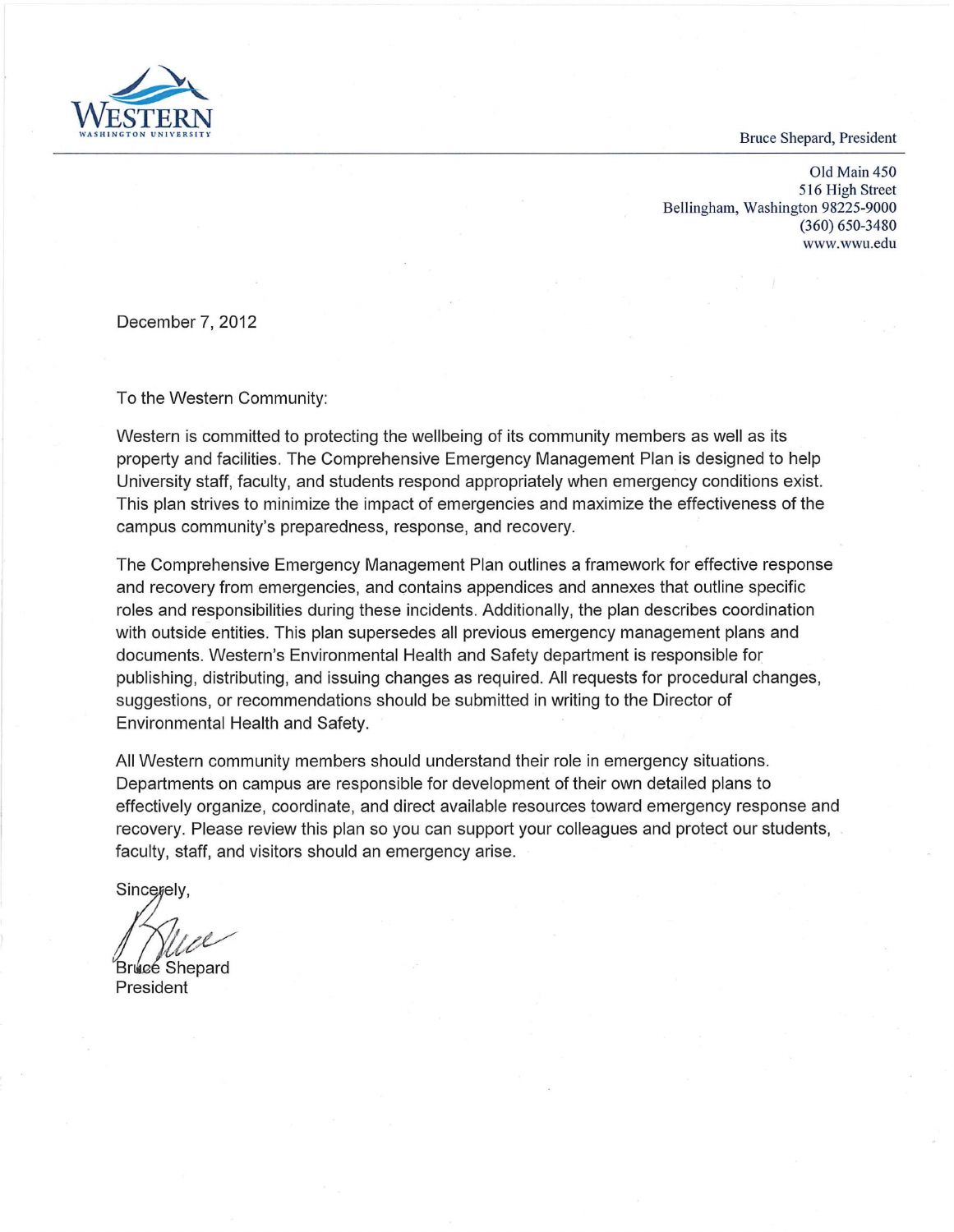**WESTERN**
WASHINGTON UNIVERSITY

Bruce Shepard, President

Old Main 450
516 High Street
Bellingham, Washington 98225-9000
(360) 650-3480
www.wwu.edu

December 7, 2012

To the Western Community:

Western is committed to protecting the wellbeing of its community members as well as its property and facilities. The Comprehensive Emergency Management Plan is designed to help University staff, faculty, and students respond appropriately when emergency conditions exist. This plan strives to minimize the impact of emergencies and maximize the effectiveness of the campus community's preparedness, response, and recovery.

The Comprehensive Emergency Management Plan outlines a framework for effective response and recovery from emergencies, and contains appendices and annexes that outline specific roles and responsibilities during these incidents. Additionally, the plan describes coordination with outside entities. This plan supersedes all previous emergency management plans and documents. Western's Environmental Health and Safety department is responsible for publishing, distributing, and issuing changes as required. All requests for procedural changes, suggestions, or recommendations should be submitted in writing to the Director of Environmental Health and Safety.

All Western community members should understand their role in emergency situations. Departments on campus are responsible for development of their own detailed plans to effectively organize, coordinate, and direct available resources toward emergency response and recovery. Please review this plan so you can support your colleagues and protect our students, faculty, staff, and visitors should an emergency arise.

Sincerely,

Bruce Shepard
President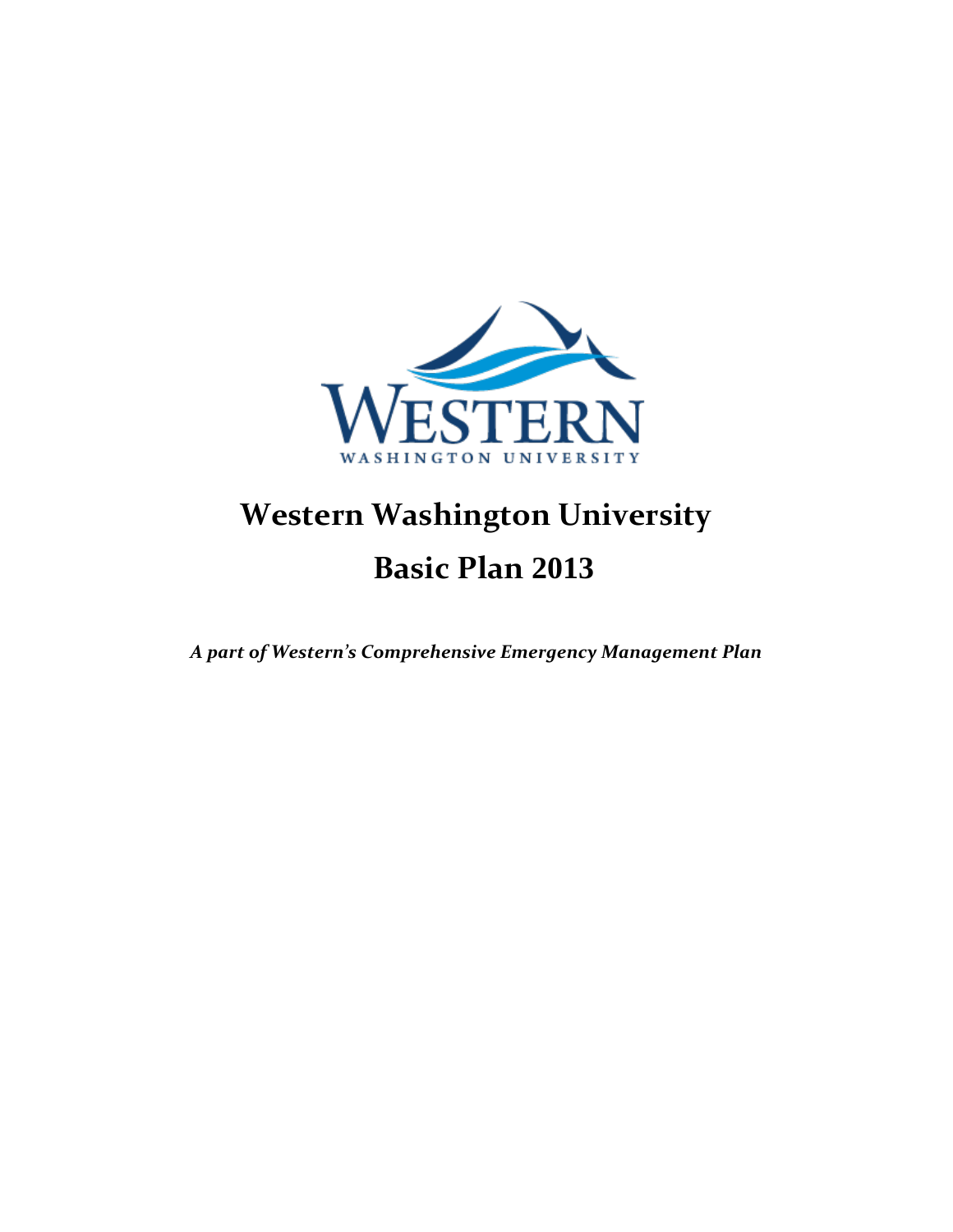# Western Washington University

# Basic Plan 2013

***A part of Western's Comprehensive Emergency Management Plan***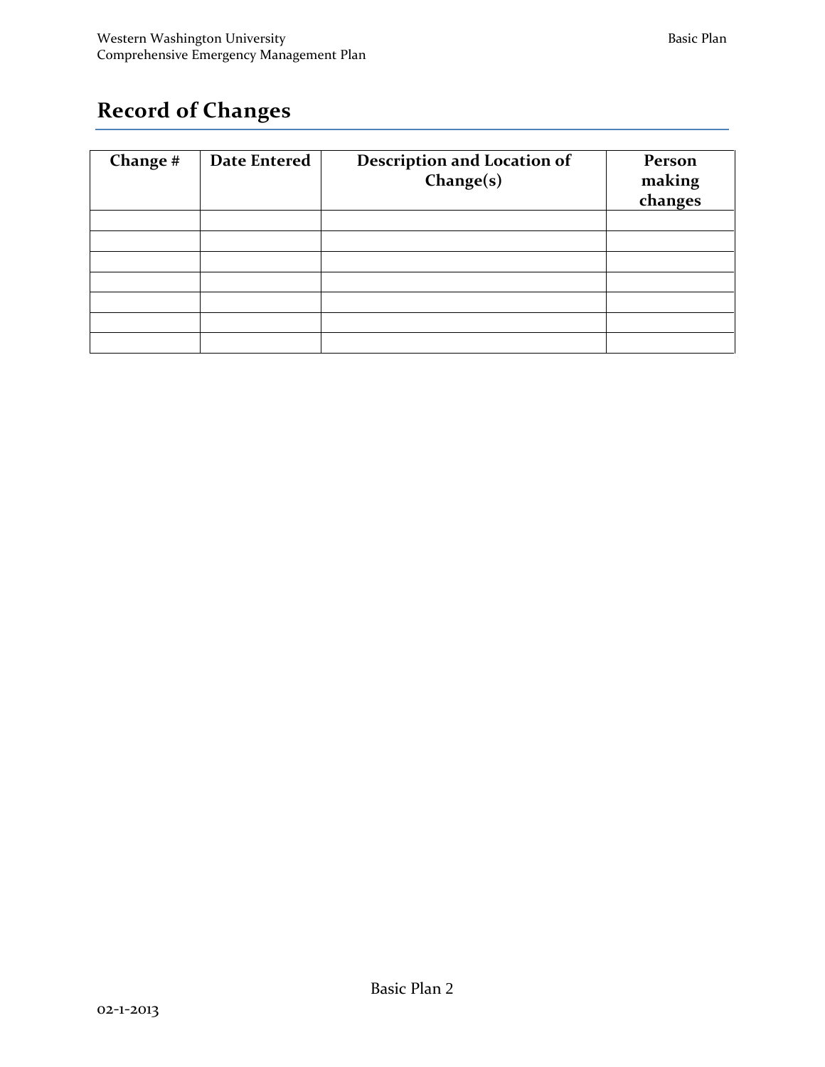# Record of Changes

| Change # | Date Entered | Description and Location of Change(s) | Person making changes |
|---|---|---|---|
| | | | |
| | | | |
| | | | |
| | | | |
| | | | |
| | | | |
| | | | |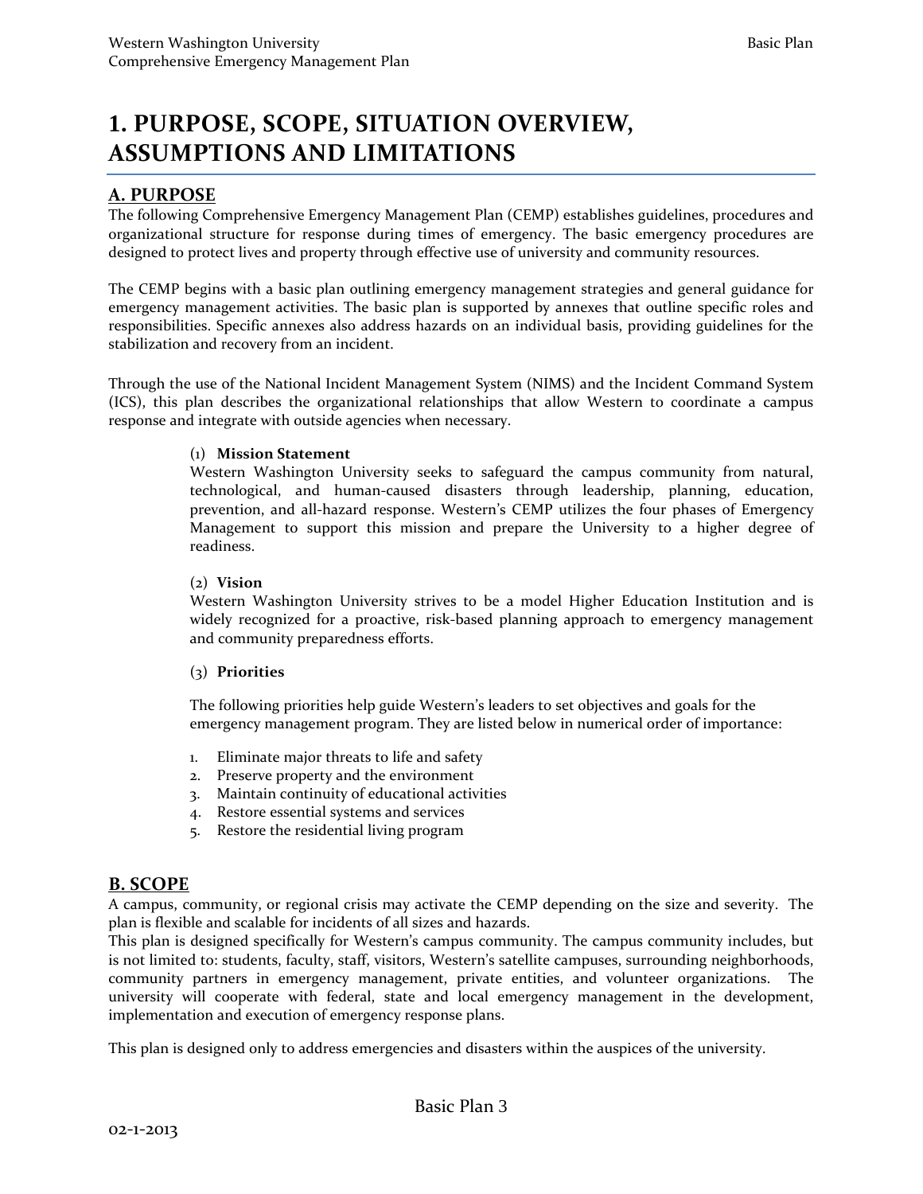# 1. PURPOSE, SCOPE, SITUATION OVERVIEW, ASSUMPTIONS AND LIMITATIONS

## A. PURPOSE

The following Comprehensive Emergency Management Plan (CEMP) establishes guidelines, procedures and organizational structure for response during times of emergency. The basic emergency procedures are designed to protect lives and property through effective use of university and community resources.

The CEMP begins with a basic plan outlining emergency management strategies and general guidance for emergency management activities. The basic plan is supported by annexes that outline specific roles and responsibilities. Specific annexes also address hazards on an individual basis, providing guidelines for the stabilization and recovery from an incident.

Through the use of the National Incident Management System (NIMS) and the Incident Command System (ICS), this plan describes the organizational relationships that allow Western to coordinate a campus response and integrate with outside agencies when necessary.

(1) **Mission Statement**
Western Washington University seeks to safeguard the campus community from natural, technological, and human-caused disasters through leadership, planning, education, prevention, and all-hazard response. Western's CEMP utilizes the four phases of Emergency Management to support this mission and prepare the University to a higher degree of readiness.

(2) **Vision**
Western Washington University strives to be a model Higher Education Institution and is widely recognized for a proactive, risk-based planning approach to emergency management and community preparedness efforts.

(3) **Priorities**

The following priorities help guide Western's leaders to set objectives and goals for the emergency management program. They are listed below in numerical order of importance:

1. Eliminate major threats to life and safety
2. Preserve property and the environment
3. Maintain continuity of educational activities
4. Restore essential systems and services
5. Restore the residential living program

## B. SCOPE

A campus, community, or regional crisis may activate the CEMP depending on the size and severity. The plan is flexible and scalable for incidents of all sizes and hazards.
This plan is designed specifically for Western's campus community. The campus community includes, but is not limited to: students, faculty, staff, visitors, Western's satellite campuses, surrounding neighborhoods, community partners in emergency management, private entities, and volunteer organizations. The university will cooperate with federal, state and local emergency management in the development, implementation and execution of emergency response plans.

This plan is designed only to address emergencies and disasters within the auspices of the university.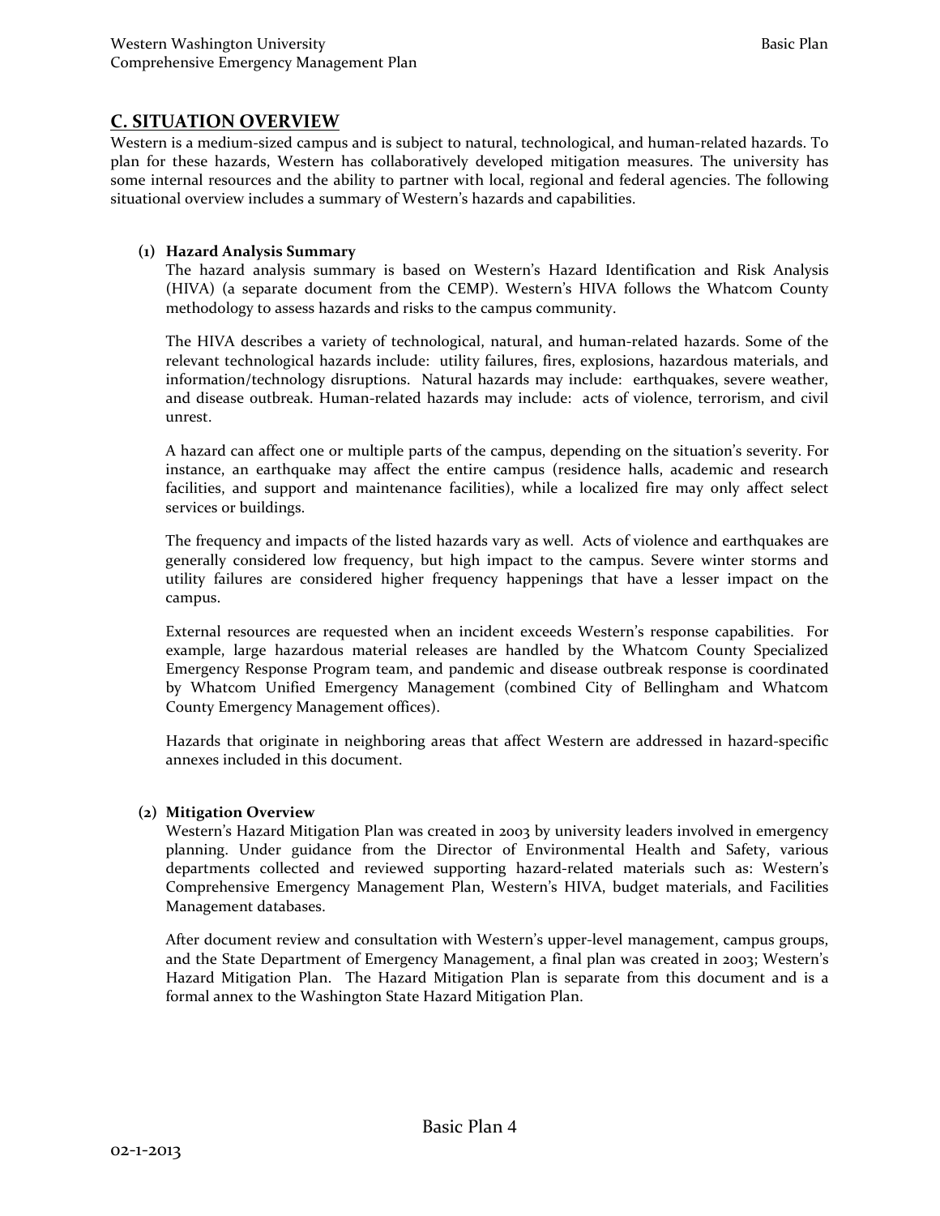## C. SITUATION OVERVIEW

Western is a medium-sized campus and is subject to natural, technological, and human-related hazards. To plan for these hazards, Western has collaboratively developed mitigation measures. The university has some internal resources and the ability to partner with local, regional and federal agencies. The following situational overview includes a summary of Western's hazards and capabilities.

### (1) Hazard Analysis Summary

The hazard analysis summary is based on Western's Hazard Identification and Risk Analysis (HIVA) (a separate document from the CEMP). Western's HIVA follows the Whatcom County methodology to assess hazards and risks to the campus community.

The HIVA describes a variety of technological, natural, and human-related hazards. Some of the relevant technological hazards include: utility failures, fires, explosions, hazardous materials, and information/technology disruptions. Natural hazards may include: earthquakes, severe weather, and disease outbreak. Human-related hazards may include: acts of violence, terrorism, and civil unrest.

A hazard can affect one or multiple parts of the campus, depending on the situation's severity. For instance, an earthquake may affect the entire campus (residence halls, academic and research facilities, and support and maintenance facilities), while a localized fire may only affect select services or buildings.

The frequency and impacts of the listed hazards vary as well. Acts of violence and earthquakes are generally considered low frequency, but high impact to the campus. Severe winter storms and utility failures are considered higher frequency happenings that have a lesser impact on the campus.

External resources are requested when an incident exceeds Western's response capabilities. For example, large hazardous material releases are handled by the Whatcom County Specialized Emergency Response Program team, and pandemic and disease outbreak response is coordinated by Whatcom Unified Emergency Management (combined City of Bellingham and Whatcom County Emergency Management offices).

Hazards that originate in neighboring areas that affect Western are addressed in hazard-specific annexes included in this document.

### (2) Mitigation Overview

Western's Hazard Mitigation Plan was created in 2003 by university leaders involved in emergency planning. Under guidance from the Director of Environmental Health and Safety, various departments collected and reviewed supporting hazard-related materials such as: Western's Comprehensive Emergency Management Plan, Western's HIVA, budget materials, and Facilities Management databases.

After document review and consultation with Western's upper-level management, campus groups, and the State Department of Emergency Management, a final plan was created in 2003; Western's Hazard Mitigation Plan. The Hazard Mitigation Plan is separate from this document and is a formal annex to the Washington State Hazard Mitigation Plan.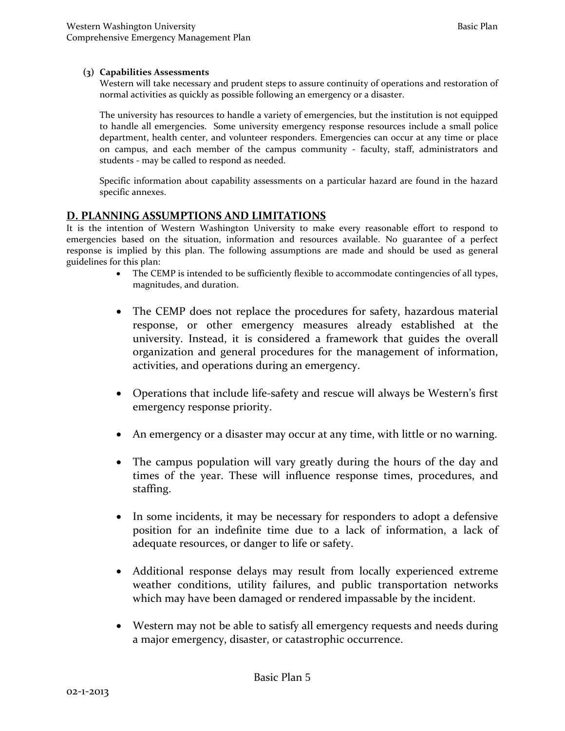**(3) Capabilities Assessments**

Western will take necessary and prudent steps to assure continuity of operations and restoration of normal activities as quickly as possible following an emergency or a disaster.

The university has resources to handle a variety of emergencies, but the institution is not equipped to handle all emergencies. Some university emergency response resources include a small police department, health center, and volunteer responders. Emergencies can occur at any time or place on campus, and each member of the campus community - faculty, staff, administrators and students - may be called to respond as needed.

Specific information about capability assessments on a particular hazard are found in the hazard specific annexes.

## D. PLANNING ASSUMPTIONS AND LIMITATIONS

It is the intention of Western Washington University to make every reasonable effort to respond to emergencies based on the situation, information and resources available. No guarantee of a perfect response is implied by this plan. The following assumptions are made and should be used as general guidelines for this plan:

- The CEMP is intended to be sufficiently flexible to accommodate contingencies of all types, magnitudes, and duration.
- The CEMP does not replace the procedures for safety, hazardous material response, or other emergency measures already established at the university. Instead, it is considered a framework that guides the overall organization and general procedures for the management of information, activities, and operations during an emergency.
- Operations that include life-safety and rescue will always be Western's first emergency response priority.
- An emergency or a disaster may occur at any time, with little or no warning.
- The campus population will vary greatly during the hours of the day and times of the year. These will influence response times, procedures, and staffing.
- In some incidents, it may be necessary for responders to adopt a defensive position for an indefinite time due to a lack of information, a lack of adequate resources, or danger to life or safety.
- Additional response delays may result from locally experienced extreme weather conditions, utility failures, and public transportation networks which may have been damaged or rendered impassable by the incident.
- Western may not be able to satisfy all emergency requests and needs during a major emergency, disaster, or catastrophic occurrence.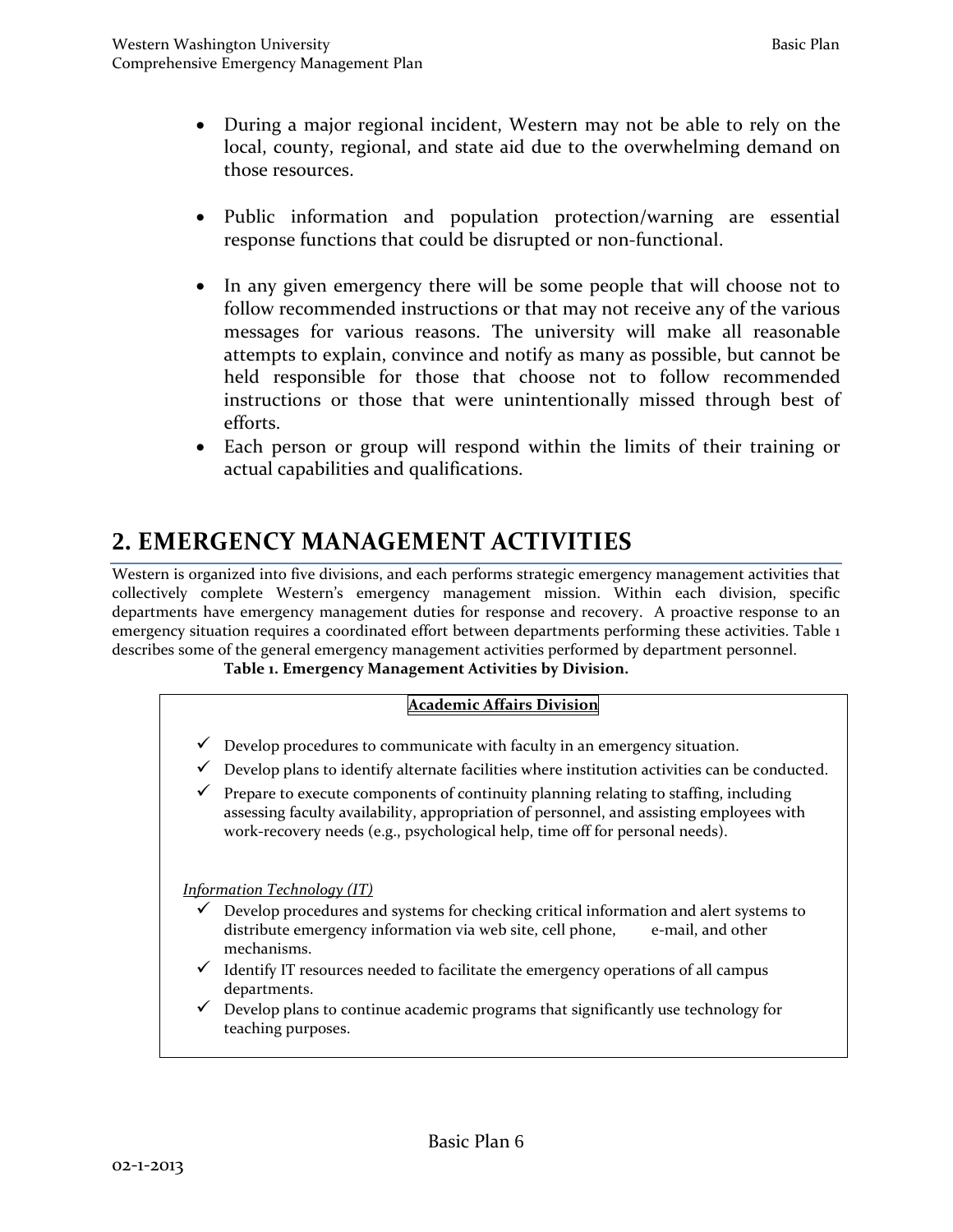- During a major regional incident, Western may not be able to rely on the local, county, regional, and state aid due to the overwhelming demand on those resources.

- Public information and population protection/warning are essential response functions that could be disrupted or non-functional.

- In any given emergency there will be some people that will choose not to follow recommended instructions or that may not receive any of the various messages for various reasons. The university will make all reasonable attempts to explain, convince and notify as many as possible, but cannot be held responsible for those that choose not to follow recommended instructions or those that were unintentionally missed through best of efforts.
- Each person or group will respond within the limits of their training or actual capabilities and qualifications.

# 2. EMERGENCY MANAGEMENT ACTIVITIES

Western is organized into five divisions, and each performs strategic emergency management activities that collectively complete Western's emergency management mission. Within each division, specific departments have emergency management duties for response and recovery. A proactive response to an emergency situation requires a coordinated effort between departments performing these activities. Table 1 describes some of the general emergency management activities performed by department personnel.

**Table 1. Emergency Management Activities by Division.**

**Academic Affairs Division**

- ✓ Develop procedures to communicate with faculty in an emergency situation.
- ✓ Develop plans to identify alternate facilities where institution activities can be conducted.
- ✓ Prepare to execute components of continuity planning relating to staffing, including assessing faculty availability, appropriation of personnel, and assisting employees with work-recovery needs (e.g., psychological help, time off for personal needs).

*Information Technology (IT)*

- ✓ Develop procedures and systems for checking critical information and alert systems to distribute emergency information via web site, cell phone, e-mail, and other mechanisms.
- ✓ Identify IT resources needed to facilitate the emergency operations of all campus departments.
- ✓ Develop plans to continue academic programs that significantly use technology for teaching purposes.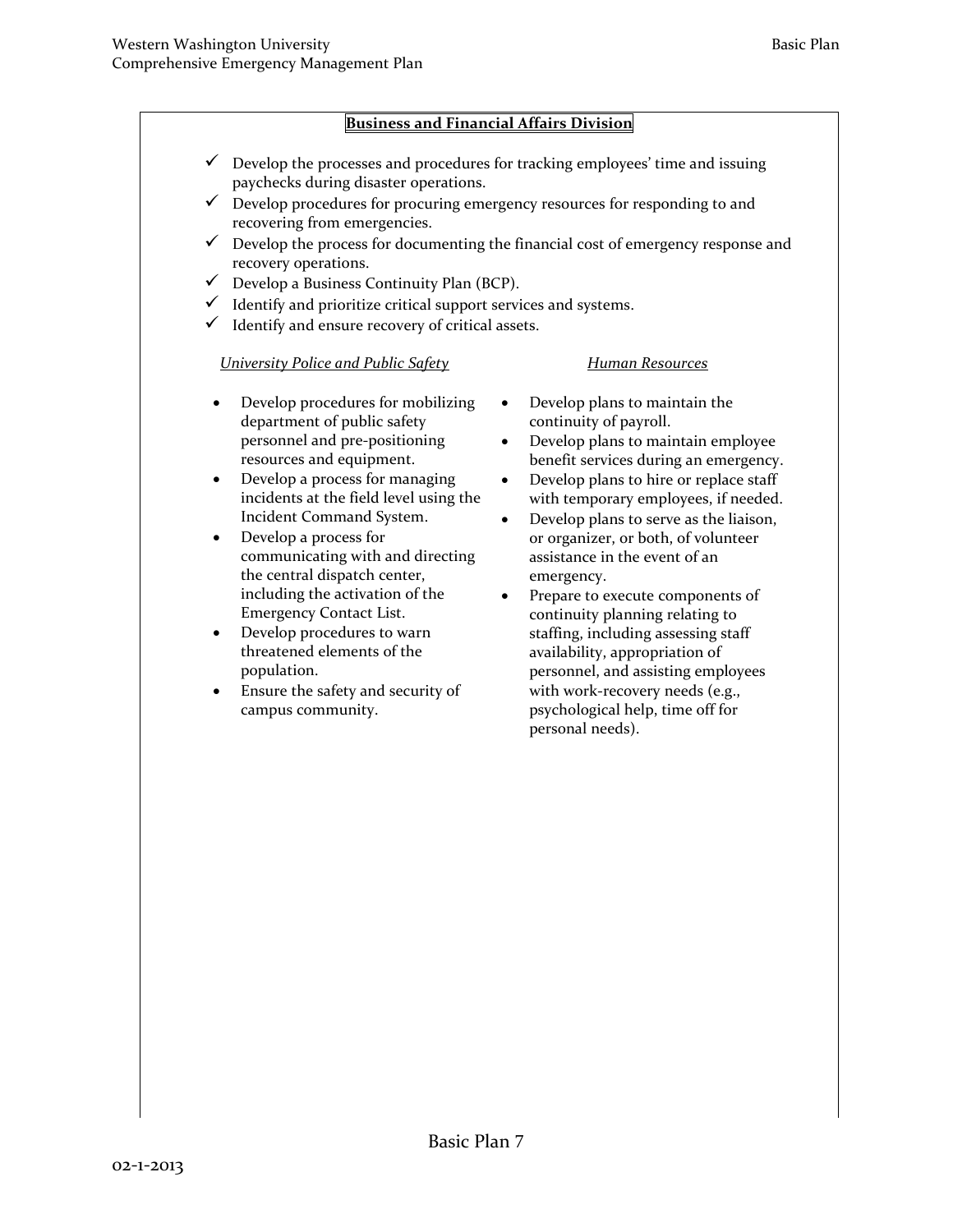**Business and Financial Affairs Division**

- ✓ Develop the processes and procedures for tracking employees' time and issuing paychecks during disaster operations.
- ✓ Develop procedures for procuring emergency resources for responding to and recovering from emergencies.
- ✓ Develop the process for documenting the financial cost of emergency response and recovery operations.
- ✓ Develop a Business Continuity Plan (BCP).
- ✓ Identify and prioritize critical support services and systems.
- ✓ Identify and ensure recovery of critical assets.

*University Police and Public Safety*

- Develop procedures for mobilizing department of public safety personnel and pre-positioning resources and equipment.
- Develop a process for managing incidents at the field level using the Incident Command System.
- Develop a process for communicating with and directing the central dispatch center, including the activation of the Emergency Contact List.
- Develop procedures to warn threatened elements of the population.
- Ensure the safety and security of campus community.

*Human Resources*

- Develop plans to maintain the continuity of payroll.
- Develop plans to maintain employee benefit services during an emergency.
- Develop plans to hire or replace staff with temporary employees, if needed.
- Develop plans to serve as the liaison, or organizer, or both, of volunteer assistance in the event of an emergency.
- Prepare to execute components of continuity planning relating to staffing, including assessing staff availability, appropriation of personnel, and assisting employees with work-recovery needs (e.g., psychological help, time off for personal needs).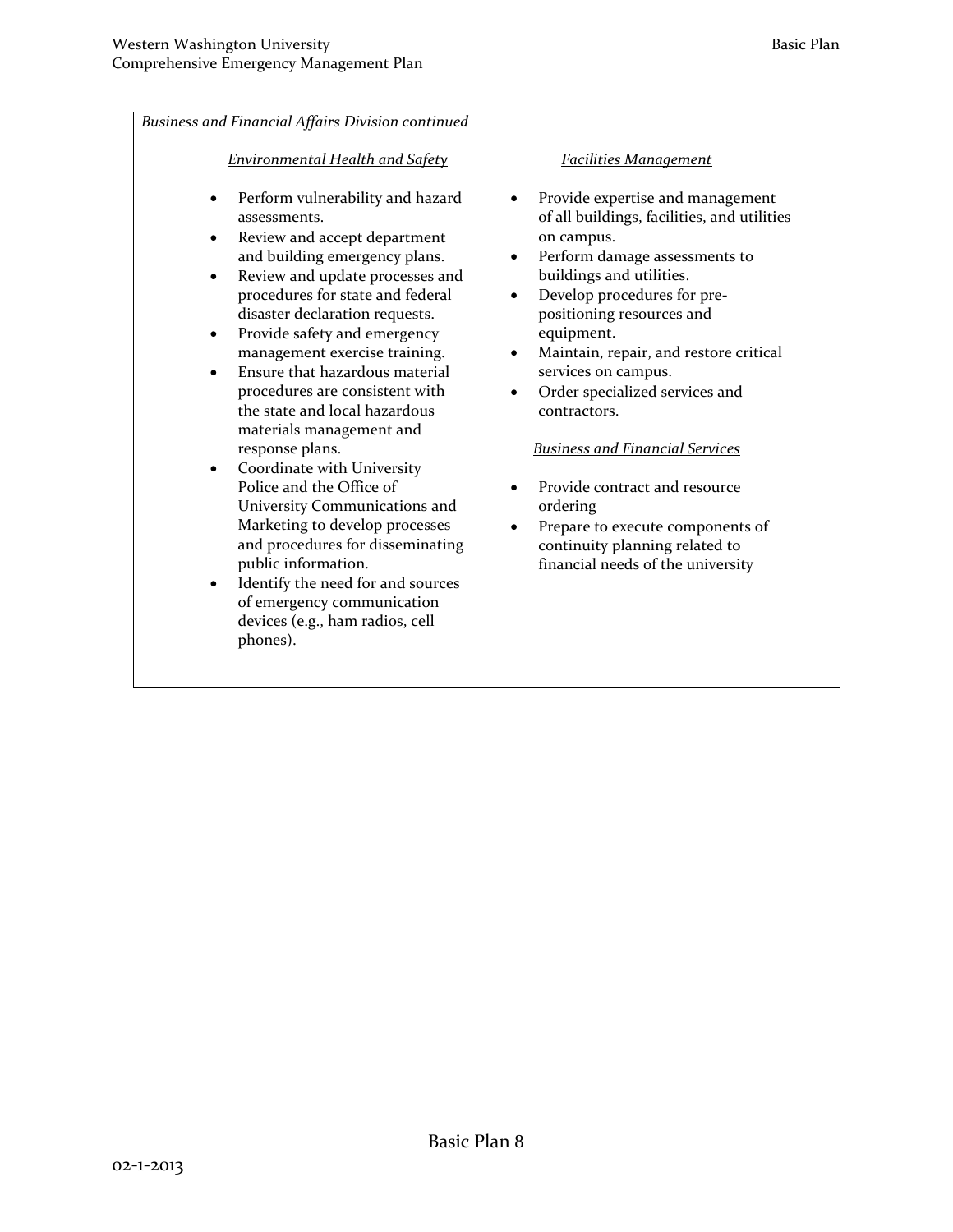*Business and Financial Affairs Division continued*

*Environmental Health and Safety*

- Perform vulnerability and hazard assessments.
- Review and accept department and building emergency plans.
- Review and update processes and procedures for state and federal disaster declaration requests.
- Provide safety and emergency management exercise training.
- Ensure that hazardous material procedures are consistent with the state and local hazardous materials management and response plans.
- Coordinate with University Police and the Office of University Communications and Marketing to develop processes and procedures for disseminating public information.
- Identify the need for and sources of emergency communication devices (e.g., ham radios, cell phones).

*Facilities Management*

- Provide expertise and management of all buildings, facilities, and utilities on campus.
- Perform damage assessments to buildings and utilities.
- Develop procedures for pre-positioning resources and equipment.
- Maintain, repair, and restore critical services on campus.
- Order specialized services and contractors.

*Business and Financial Services*

- Provide contract and resource ordering
- Prepare to execute components of continuity planning related to financial needs of the university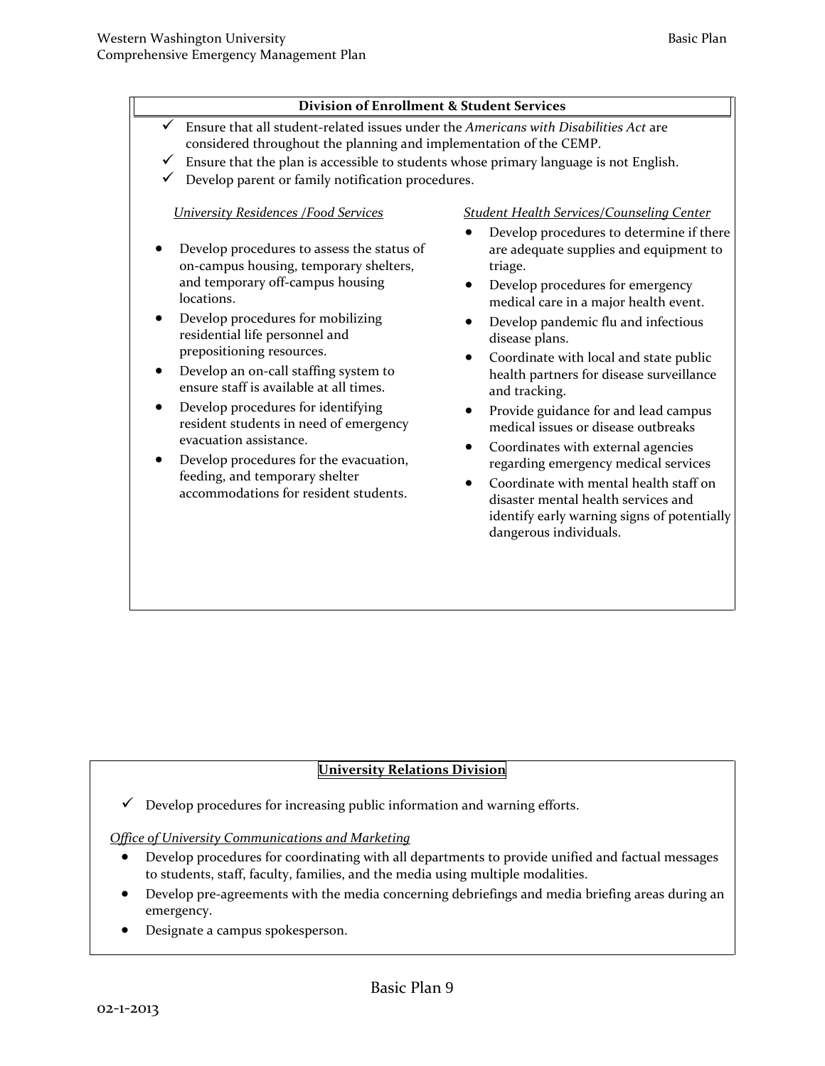### Division of Enrollment & Student Services

- ✓ Ensure that all student-related issues under the *Americans with Disabilities Act* are considered throughout the planning and implementation of the CEMP.
- ✓ Ensure that the plan is accessible to students whose primary language is not English.
- ✓ Develop parent or family notification procedures.

*University Residences /Food Services*

- Develop procedures to assess the status of on-campus housing, temporary shelters, and temporary off-campus housing locations.
- Develop procedures for mobilizing residential life personnel and prepositioning resources.
- Develop an on-call staffing system to ensure staff is available at all times.
- Develop procedures for identifying resident students in need of emergency evacuation assistance.
- Develop procedures for the evacuation, feeding, and temporary shelter accommodations for resident students.

*Student Health Services/Counseling Center*

- Develop procedures to determine if there are adequate supplies and equipment to triage.
- Develop procedures for emergency medical care in a major health event.
- Develop pandemic flu and infectious disease plans.
- Coordinate with local and state public health partners for disease surveillance and tracking.
- Provide guidance for and lead campus medical issues or disease outbreaks
- Coordinates with external agencies regarding emergency medical services
- Coordinate with mental health staff on disaster mental health services and identify early warning signs of potentially dangerous individuals.

### University Relations Division

- ✓ Develop procedures for increasing public information and warning efforts.

*Office of University Communications and Marketing*

- Develop procedures for coordinating with all departments to provide unified and factual messages to students, staff, faculty, families, and the media using multiple modalities.
- Develop pre-agreements with the media concerning debriefings and media briefing areas during an emergency.
- Designate a campus spokesperson.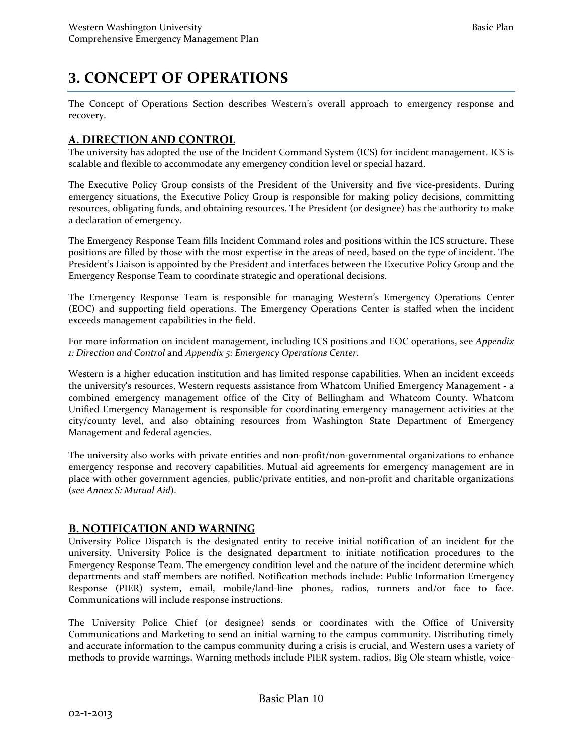# 3. CONCEPT OF OPERATIONS

The Concept of Operations Section describes Western's overall approach to emergency response and recovery.

## A. DIRECTION AND CONTROL

The university has adopted the use of the Incident Command System (ICS) for incident management. ICS is scalable and flexible to accommodate any emergency condition level or special hazard.

The Executive Policy Group consists of the President of the University and five vice-presidents. During emergency situations, the Executive Policy Group is responsible for making policy decisions, committing resources, obligating funds, and obtaining resources. The President (or designee) has the authority to make a declaration of emergency.

The Emergency Response Team fills Incident Command roles and positions within the ICS structure. These positions are filled by those with the most expertise in the areas of need, based on the type of incident. The President's Liaison is appointed by the President and interfaces between the Executive Policy Group and the Emergency Response Team to coordinate strategic and operational decisions.

The Emergency Response Team is responsible for managing Western's Emergency Operations Center (EOC) and supporting field operations. The Emergency Operations Center is staffed when the incident exceeds management capabilities in the field.

For more information on incident management, including ICS positions and EOC operations, see *Appendix 1: Direction and Control* and *Appendix 5: Emergency Operations Center*.

Western is a higher education institution and has limited response capabilities. When an incident exceeds the university's resources, Western requests assistance from Whatcom Unified Emergency Management - a combined emergency management office of the City of Bellingham and Whatcom County. Whatcom Unified Emergency Management is responsible for coordinating emergency management activities at the city/county level, and also obtaining resources from Washington State Department of Emergency Management and federal agencies.

The university also works with private entities and non-profit/non-governmental organizations to enhance emergency response and recovery capabilities. Mutual aid agreements for emergency management are in place with other government agencies, public/private entities, and non-profit and charitable organizations (*see Annex S: Mutual Aid*).

## B. NOTIFICATION AND WARNING

University Police Dispatch is the designated entity to receive initial notification of an incident for the university. University Police is the designated department to initiate notification procedures to the Emergency Response Team. The emergency condition level and the nature of the incident determine which departments and staff members are notified. Notification methods include: Public Information Emergency Response (PIER) system, email, mobile/land-line phones, radios, runners and/or face to face. Communications will include response instructions.

The University Police Chief (or designee) sends or coordinates with the Office of University Communications and Marketing to send an initial warning to the campus community. Distributing timely and accurate information to the campus community during a crisis is crucial, and Western uses a variety of methods to provide warnings. Warning methods include PIER system, radios, Big Ole steam whistle, voice-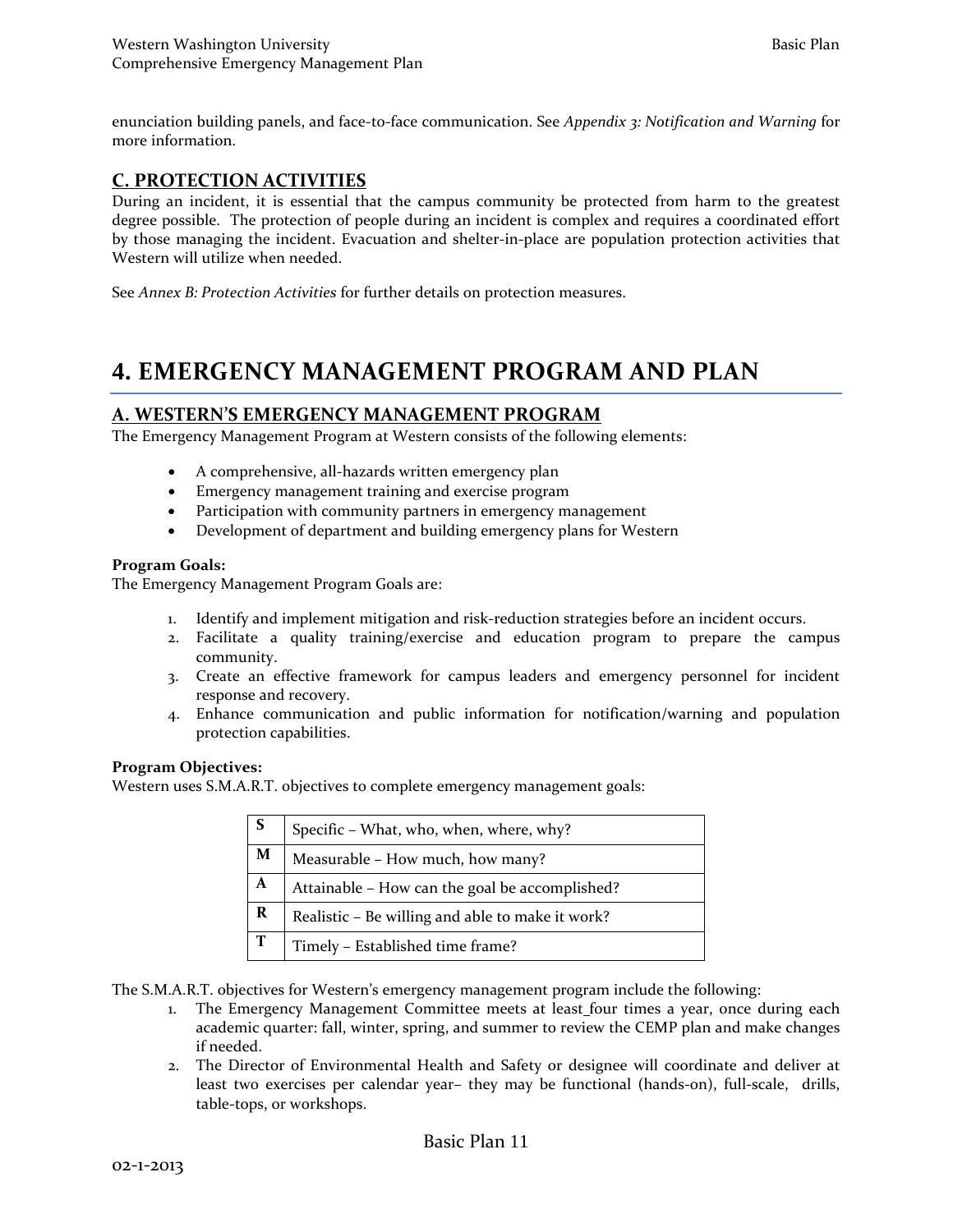enunciation building panels, and face-to-face communication. See *Appendix 3: Notification and Warning* for more information.

## C. PROTECTION ACTIVITIES

During an incident, it is essential that the campus community be protected from harm to the greatest degree possible. The protection of people during an incident is complex and requires a coordinated effort by those managing the incident. Evacuation and shelter-in-place are population protection activities that Western will utilize when needed.

See *Annex B: Protection Activities* for further details on protection measures.

# 4. EMERGENCY MANAGEMENT PROGRAM AND PLAN

## A. WESTERN'S EMERGENCY MANAGEMENT PROGRAM

The Emergency Management Program at Western consists of the following elements:

- A comprehensive, all-hazards written emergency plan
- Emergency management training and exercise program
- Participation with community partners in emergency management
- Development of department and building emergency plans for Western

**Program Goals:**

The Emergency Management Program Goals are:

1. Identify and implement mitigation and risk-reduction strategies before an incident occurs.
2. Facilitate a quality training/exercise and education program to prepare the campus community.
3. Create an effective framework for campus leaders and emergency personnel for incident response and recovery.
4. Enhance communication and public information for notification/warning and population protection capabilities.

**Program Objectives:**

Western uses S.M.A.R.T. objectives to complete emergency management goals:

| | |
|---|---|
| **S** | Specific – What, who, when, where, why? |
| **M** | Measurable – How much, how many? |
| **A** | Attainable – How can the goal be accomplished? |
| **R** | Realistic – Be willing and able to make it work? |
| **T** | Timely – Established time frame? |

The S.M.A.R.T. objectives for Western's emergency management program include the following:

1. The Emergency Management Committee meets at least four times a year, once during each academic quarter: fall, winter, spring, and summer to review the CEMP plan and make changes if needed.
2. The Director of Environmental Health and Safety or designee will coordinate and deliver at least two exercises per calendar year– they may be functional (hands-on), full-scale, drills, table-tops, or workshops.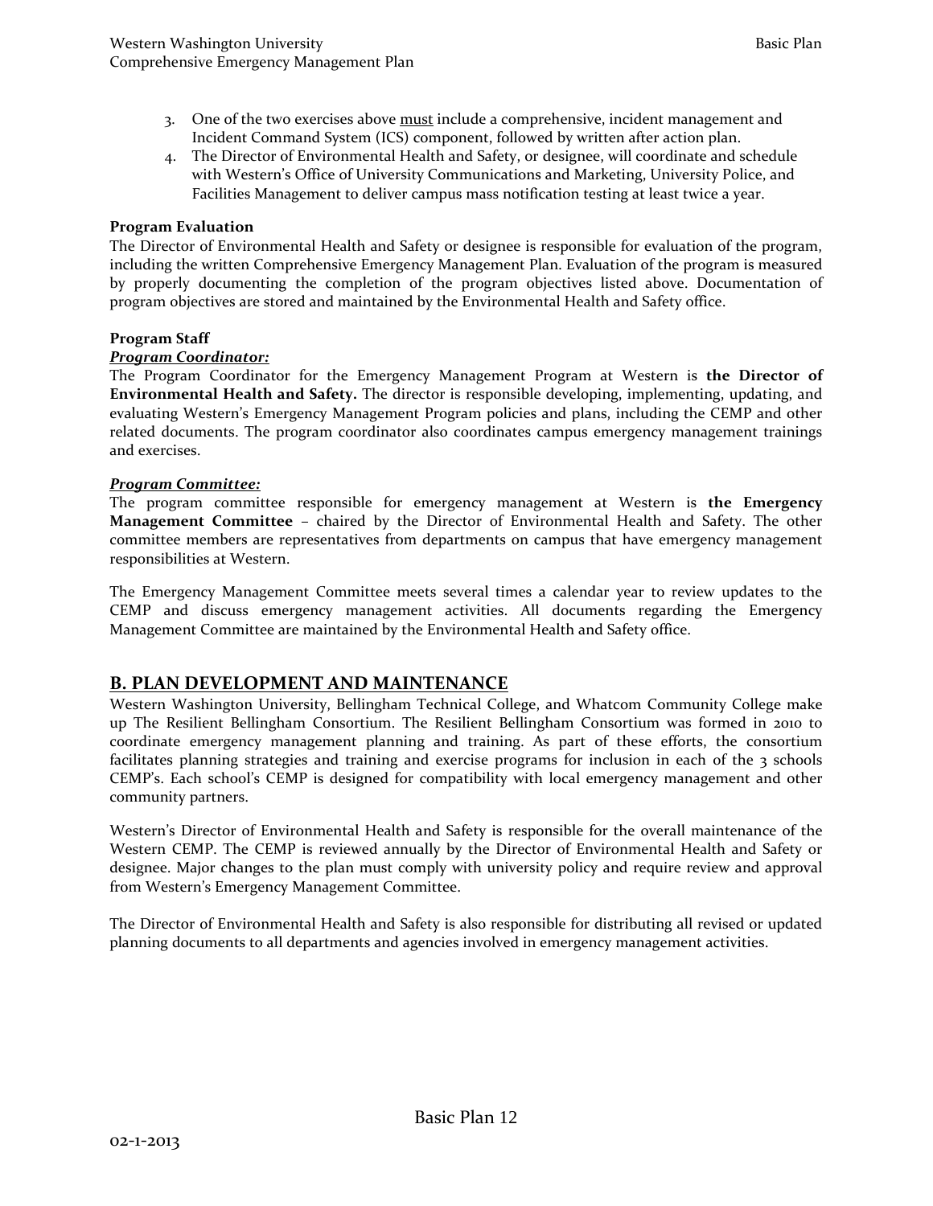3. One of the two exercises above <u>must</u> include a comprehensive, incident management and Incident Command System (ICS) component, followed by written after action plan.
4. The Director of Environmental Health and Safety, or designee, will coordinate and schedule with Western's Office of University Communications and Marketing, University Police, and Facilities Management to deliver campus mass notification testing at least twice a year.

**Program Evaluation**

The Director of Environmental Health and Safety or designee is responsible for evaluation of the program, including the written Comprehensive Emergency Management Plan. Evaluation of the program is measured by properly documenting the completion of the program objectives listed above. Documentation of program objectives are stored and maintained by the Environmental Health and Safety office.

**Program Staff**

***<u>Program Coordinator:</u>***

The Program Coordinator for the Emergency Management Program at Western is **the Director of Environmental Health and Safety.** The director is responsible developing, implementing, updating, and evaluating Western's Emergency Management Program policies and plans, including the CEMP and other related documents. The program coordinator also coordinates campus emergency management trainings and exercises.

***<u>Program Committee:</u>***

The program committee responsible for emergency management at Western is **the Emergency Management Committee** – chaired by the Director of Environmental Health and Safety. The other committee members are representatives from departments on campus that have emergency management responsibilities at Western.

The Emergency Management Committee meets several times a calendar year to review updates to the CEMP and discuss emergency management activities. All documents regarding the Emergency Management Committee are maintained by the Environmental Health and Safety office.

## B. PLAN DEVELOPMENT AND MAINTENANCE

Western Washington University, Bellingham Technical College, and Whatcom Community College make up The Resilient Bellingham Consortium. The Resilient Bellingham Consortium was formed in 2010 to coordinate emergency management planning and training. As part of these efforts, the consortium facilitates planning strategies and training and exercise programs for inclusion in each of the 3 schools CEMP's. Each school's CEMP is designed for compatibility with local emergency management and other community partners.

Western's Director of Environmental Health and Safety is responsible for the overall maintenance of the Western CEMP. The CEMP is reviewed annually by the Director of Environmental Health and Safety or designee. Major changes to the plan must comply with university policy and require review and approval from Western's Emergency Management Committee.

The Director of Environmental Health and Safety is also responsible for distributing all revised or updated planning documents to all departments and agencies involved in emergency management activities.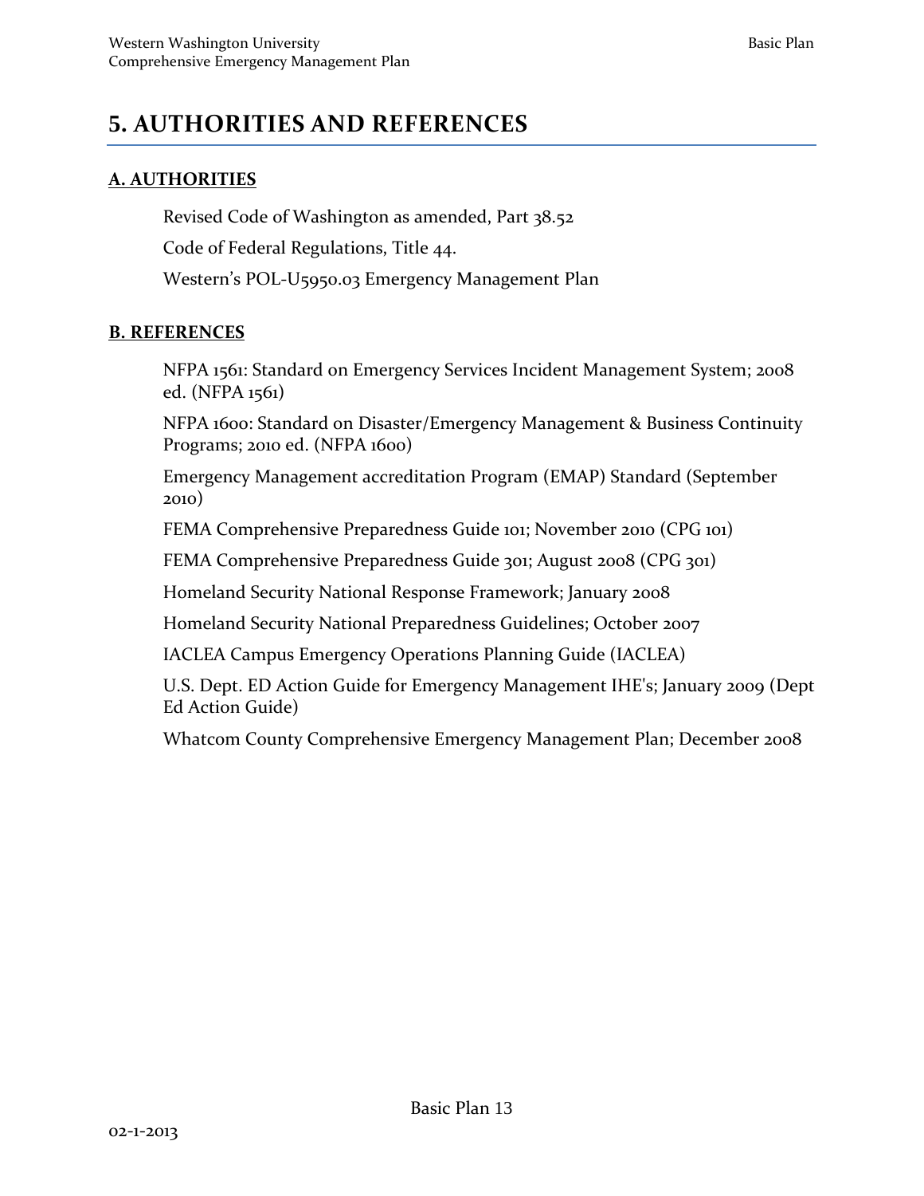# 5. AUTHORITIES AND REFERENCES

## A. AUTHORITIES

Revised Code of Washington as amended, Part 38.52

Code of Federal Regulations, Title 44.

Western's POL-U5950.03 Emergency Management Plan

## B. REFERENCES

NFPA 1561: Standard on Emergency Services Incident Management System; 2008 ed. (NFPA 1561)

NFPA 1600: Standard on Disaster/Emergency Management & Business Continuity Programs; 2010 ed. (NFPA 1600)

Emergency Management accreditation Program (EMAP) Standard (September 2010)

FEMA Comprehensive Preparedness Guide 101; November 2010 (CPG 101)

FEMA Comprehensive Preparedness Guide 301; August 2008 (CPG 301)

Homeland Security National Response Framework; January 2008

Homeland Security National Preparedness Guidelines; October 2007

IACLEA Campus Emergency Operations Planning Guide (IACLEA)

U.S. Dept. ED Action Guide for Emergency Management IHE's; January 2009 (Dept Ed Action Guide)

Whatcom County Comprehensive Emergency Management Plan; December 2008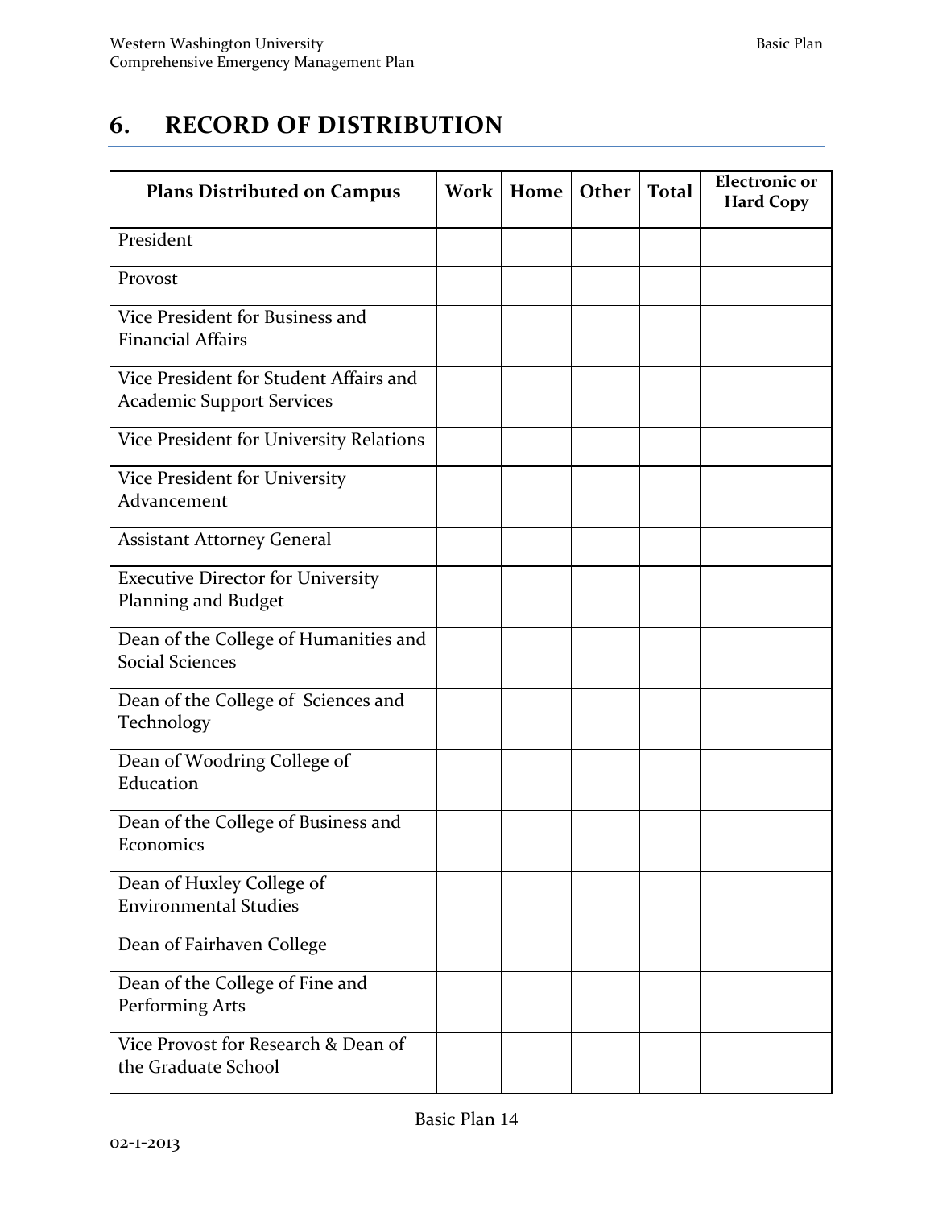# 6. RECORD OF DISTRIBUTION

| Plans Distributed on Campus | Work | Home | Other | Total | Electronic or Hard Copy |
|---|---|---|---|---|---|
| President | | | | | |
| Provost | | | | | |
| Vice President for Business and Financial Affairs | | | | | |
| Vice President for Student Affairs and Academic Support Services | | | | | |
| Vice President for University Relations | | | | | |
| Vice President for University Advancement | | | | | |
| Assistant Attorney General | | | | | |
| Executive Director for University Planning and Budget | | | | | |
| Dean of the College of Humanities and Social Sciences | | | | | |
| Dean of the College of Sciences and Technology | | | | | |
| Dean of Woodring College of Education | | | | | |
| Dean of the College of Business and Economics | | | | | |
| Dean of Huxley College of Environmental Studies | | | | | |
| Dean of Fairhaven College | | | | | |
| Dean of the College of Fine and Performing Arts | | | | | |
| Vice Provost for Research & Dean of the Graduate School | | | | | |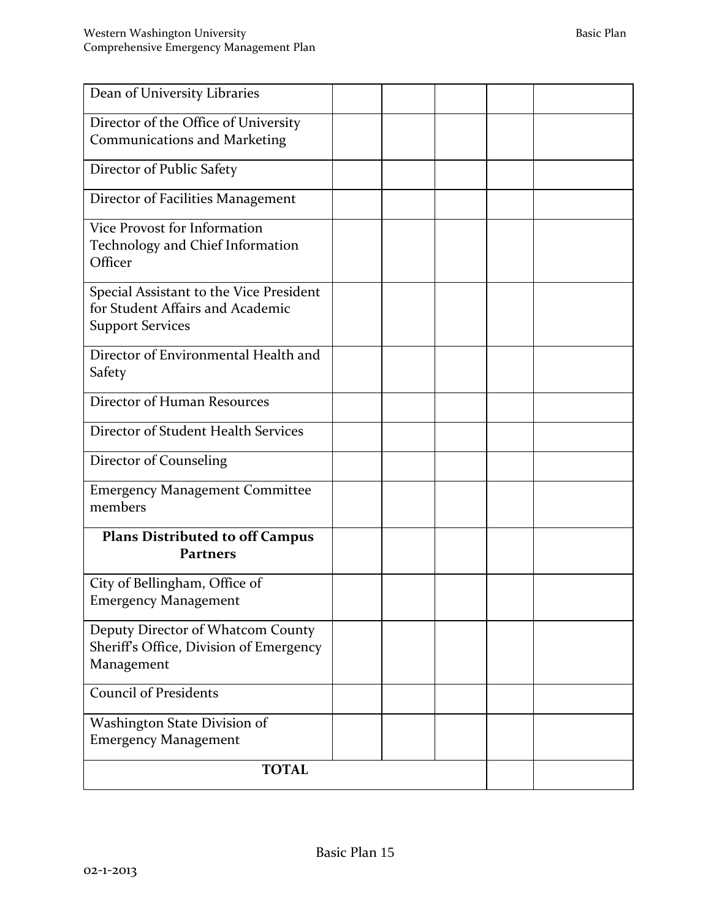| | | | | | |
|---|---|---|---|---|---|
| Dean of University Libraries | | | | | |
| Director of the Office of University Communications and Marketing | | | | | |
| Director of Public Safety | | | | | |
| Director of Facilities Management | | | | | |
| Vice Provost for Information Technology and Chief Information Officer | | | | | |
| Special Assistant to the Vice President for Student Affairs and Academic Support Services | | | | | |
| Director of Environmental Health and Safety | | | | | |
| Director of Human Resources | | | | | |
| Director of Student Health Services | | | | | |
| Director of Counseling | | | | | |
| Emergency Management Committee members | | | | | |
| **Plans Distributed to off Campus Partners** | | | | | |
| City of Bellingham, Office of Emergency Management | | | | | |
| Deputy Director of Whatcom County Sheriff's Office, Division of Emergency Management | | | | | |
| Council of Presidents | | | | | |
| Washington State Division of Emergency Management | | | | | |
| **TOTAL** | | | | | |